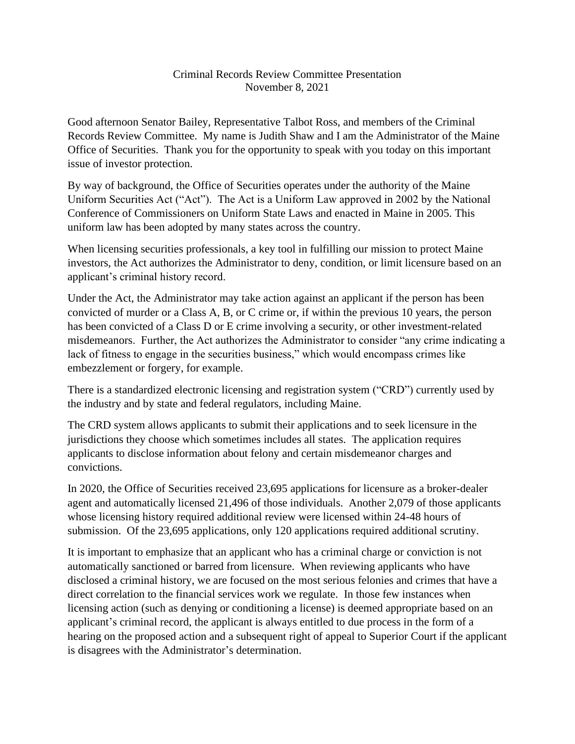Criminal Records Review Committee Presentation
November 8, 2021

Good afternoon Senator Bailey, Representative Talbot Ross, and members of the Criminal Records Review Committee. My name is Judith Shaw and I am the Administrator of the Maine Office of Securities. Thank you for the opportunity to speak with you today on this important issue of investor protection.

By way of background, the Office of Securities operates under the authority of the Maine Uniform Securities Act ("Act"). The Act is a Uniform Law approved in 2002 by the National Conference of Commissioners on Uniform State Laws and enacted in Maine in 2005. This uniform law has been adopted by many states across the country.

When licensing securities professionals, a key tool in fulfilling our mission to protect Maine investors, the Act authorizes the Administrator to deny, condition, or limit licensure based on an applicant's criminal history record.

Under the Act, the Administrator may take action against an applicant if the person has been convicted of murder or a Class A, B, or C crime or, if within the previous 10 years, the person has been convicted of a Class D or E crime involving a security, or other investment-related misdemeanors. Further, the Act authorizes the Administrator to consider "any crime indicating a lack of fitness to engage in the securities business," which would encompass crimes like embezzlement or forgery, for example.

There is a standardized electronic licensing and registration system ("CRD") currently used by the industry and by state and federal regulators, including Maine.

The CRD system allows applicants to submit their applications and to seek licensure in the jurisdictions they choose which sometimes includes all states. The application requires applicants to disclose information about felony and certain misdemeanor charges and convictions.

In 2020, the Office of Securities received 23,695 applications for licensure as a broker-dealer agent and automatically licensed 21,496 of those individuals. Another 2,079 of those applicants whose licensing history required additional review were licensed within 24-48 hours of submission. Of the 23,695 applications, only 120 applications required additional scrutiny.

It is important to emphasize that an applicant who has a criminal charge or conviction is not automatically sanctioned or barred from licensure. When reviewing applicants who have disclosed a criminal history, we are focused on the most serious felonies and crimes that have a direct correlation to the financial services work we regulate. In those few instances when licensing action (such as denying or conditioning a license) is deemed appropriate based on an applicant's criminal record, the applicant is always entitled to due process in the form of a hearing on the proposed action and a subsequent right of appeal to Superior Court if the applicant is disagrees with the Administrator's determination.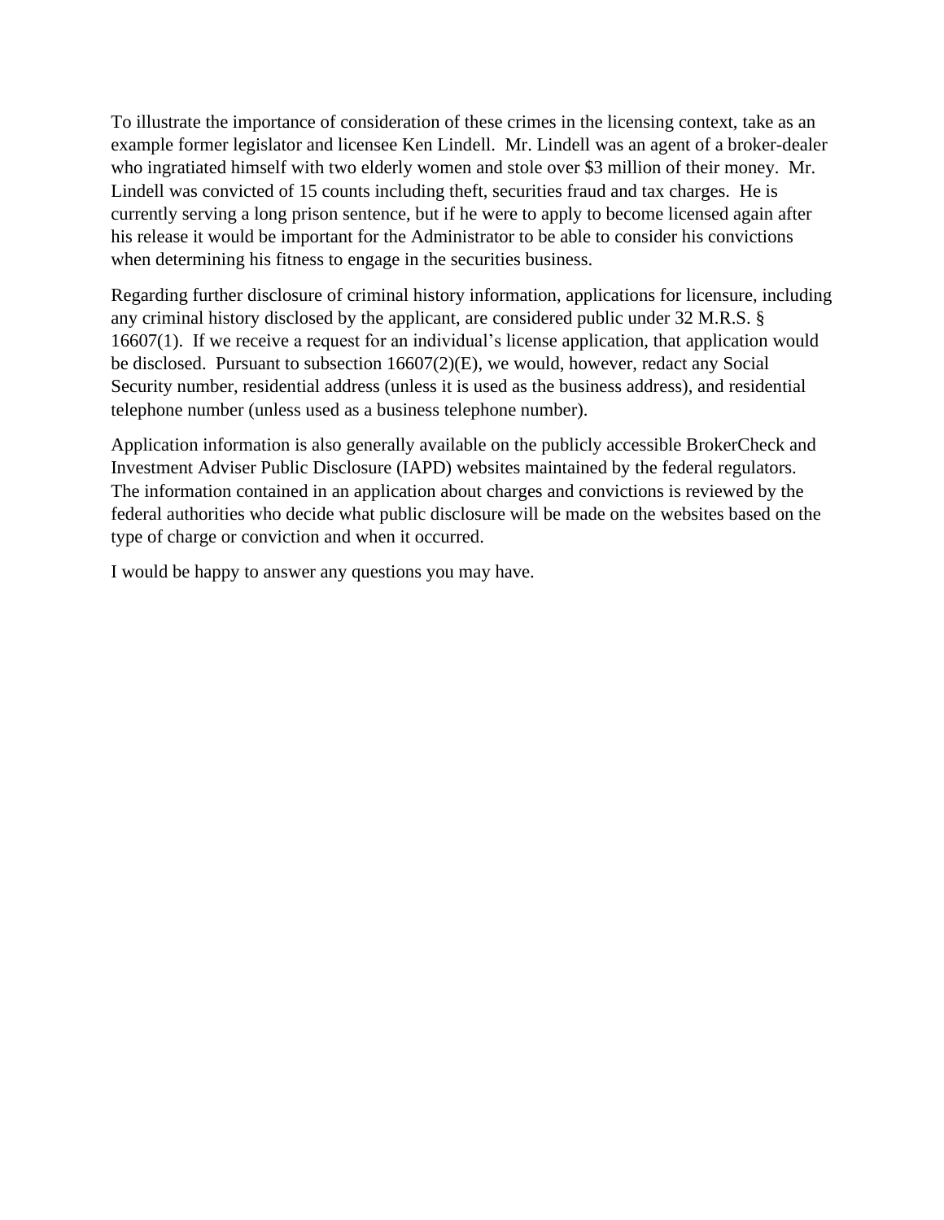To illustrate the importance of consideration of these crimes in the licensing context, take as an example former legislator and licensee Ken Lindell. Mr. Lindell was an agent of a broker-dealer who ingratiated himself with two elderly women and stole over $3 million of their money. Mr. Lindell was convicted of 15 counts including theft, securities fraud and tax charges. He is currently serving a long prison sentence, but if he were to apply to become licensed again after his release it would be important for the Administrator to be able to consider his convictions when determining his fitness to engage in the securities business.

Regarding further disclosure of criminal history information, applications for licensure, including any criminal history disclosed by the applicant, are considered public under 32 M.R.S. § 16607(1). If we receive a request for an individual's license application, that application would be disclosed. Pursuant to subsection 16607(2)(E), we would, however, redact any Social Security number, residential address (unless it is used as the business address), and residential telephone number (unless used as a business telephone number).

Application information is also generally available on the publicly accessible BrokerCheck and Investment Adviser Public Disclosure (IAPD) websites maintained by the federal regulators. The information contained in an application about charges and convictions is reviewed by the federal authorities who decide what public disclosure will be made on the websites based on the type of charge or conviction and when it occurred.

I would be happy to answer any questions you may have.